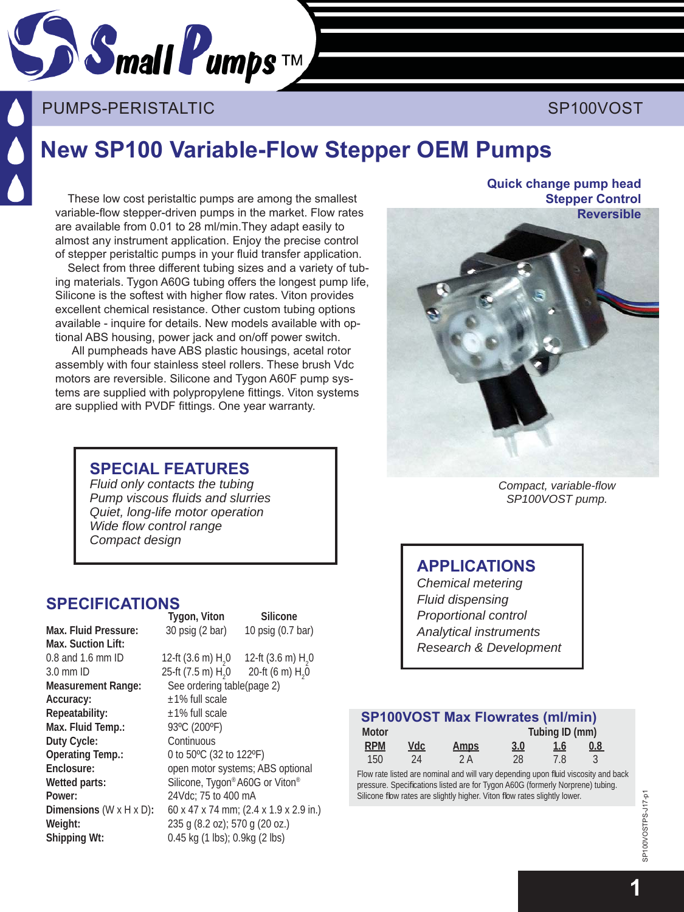PUMPS-PERISTALTIC SP100VOST

# New SP100 Variable-Flow Stepper OEM Pumps

These low cost peristaltic pumps are among the smallest variable-flow stepper-driven pumps in the market. Flow rates are available from 0.01 to 28 ml/min.They adapt easily to almost any instrument application. Enjoy the precise control of stepper peristaltic pumps in your fluid transfer application.

Select from three different tubing sizes and a variety of tubing materials. Tygon A60G tubing offers the longest pump life, Silicone is the softest with higher flow rates. Viton provides excellent chemical resistance. Other custom tubing options available - inquire for details. New models available with optional ABS housing, power jack and on/off power switch.

All pumpheads have ABS plastic housings, acetal rotor assembly with four stainless steel rollers. These brush Vdc motors are reversible. Silicone and Tygon A60F pump systems are supplied with polypropylene fittings. Viton systems are supplied with PVDF fittings. One year warranty.

**Quick change pump head**
**Stepper Control**
**Reversible**

*Compact, variable-flow SP100VOST pump.*

## SPECIAL FEATURES

*Fluid only contacts the tubing*
*Pump viscous fluids and slurries*
*Quiet, long-life motor operation*
*Wide flow control range*
*Compact design*

## APPLICATIONS

*Chemical metering*
*Fluid dispensing*
*Proportional control*
*Analytical instruments*
*Research & Development*

## SPECIFICATIONS

| | Tygon, Viton | Silicone |
|---|---|---|
| **Max. Fluid Pressure:** | 30 psig (2 bar) | 10 psig (0.7 bar) |
| **Max. Suction Lift:** | | |
| 0.8 and 1.6 mm ID | 12-ft (3.6 m) $H_2O$ | 12-ft (3.6 m) $H_2O$ |
| 3.0 mm ID | 25-ft (7.5 m) $H_2O$ | 20-ft (6 m) $H_2O$ |
| **Measurement Range:** | See ordering table(page 2) | |
| **Accuracy:** | ±1% full scale | |
| **Repeatability:** | ±1% full scale | |
| **Max. Fluid Temp.:** | 93ºC (200ºF) | |
| **Duty Cycle:** | Continuous | |
| **Operating Temp.:** | 0 to 50ºC (32 to 122ºF) | |
| **Enclosure:** | open motor systems; ABS optional | |
| **Wetted parts:** | Silicone, Tygon® A60G or Viton® | |
| **Power:** | 24Vdc; 75 to 400 mA | |
| **Dimensions** (W x H x D): | 60 x 47 x 74 mm; (2.4 x 1.9 x 2.9 in.) | |
| **Weight:** | 235 g (8.2 oz); 570 g (20 oz.) | |
| **Shipping Wt:** | 0.45 kg (1 lbs); 0.9kg (2 lbs) | |

## SP100VOST Max Flowrates (ml/min)

| Motor | | | Tubing ID (mm) | | |
|---|---|---|---|---|---|
| RPM | Vdc | Amps | 3.0 | 1.6 | 0.8 |
| 150 | 24 | 2 A | 28 | 7.8 | 3 |

Flow rate listed are nominal and will vary depending upon fluid viscosity and back pressure. Specifications listed are for Tygon A60G (formerly Norprene) tubing. Silicone flow rates are slightly higher. Viton flow rates slightly lower.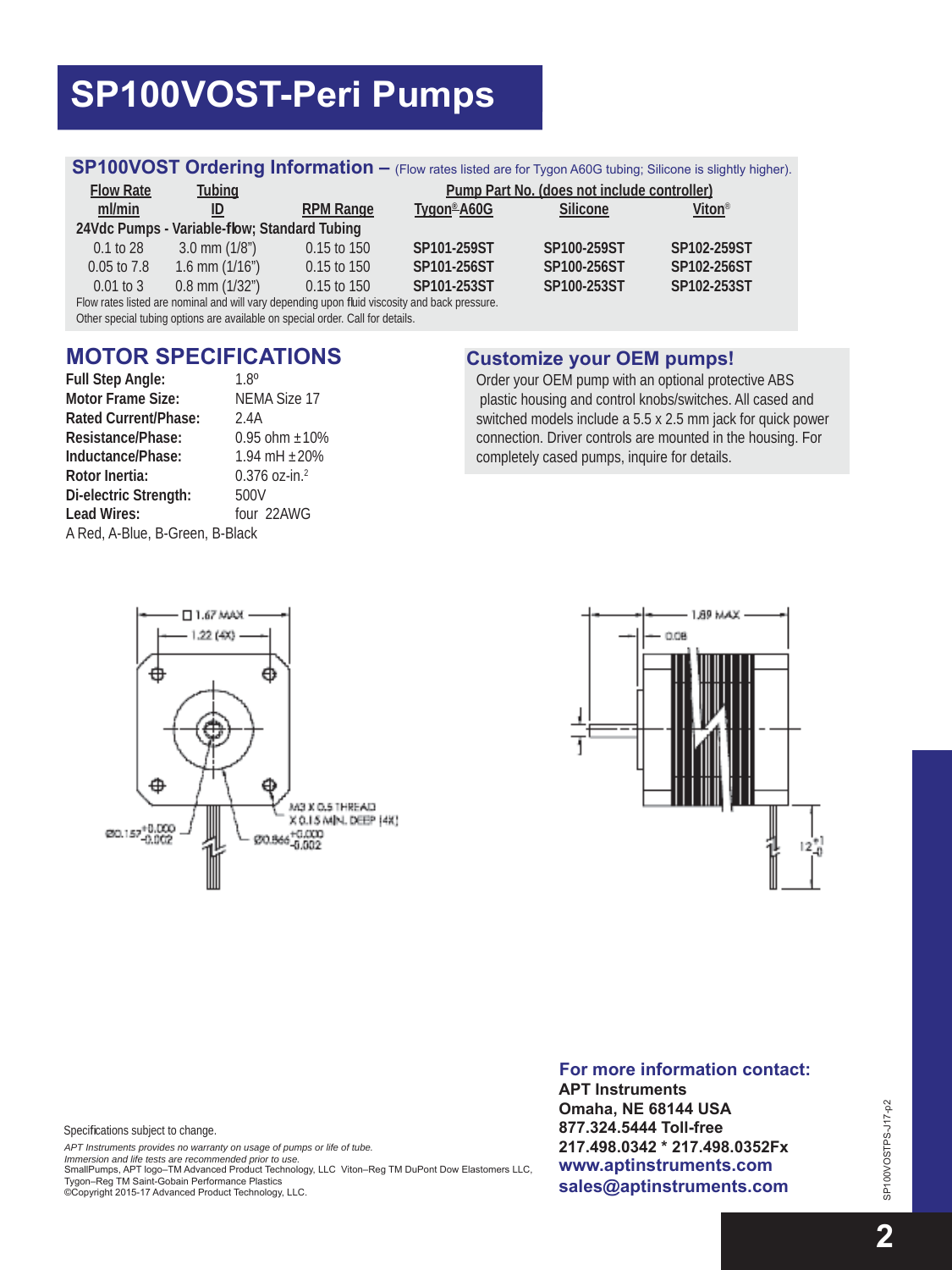# SP100VOST-Peri Pumps

## SP100VOST Ordering Information – (Flow rates listed are for Tygon A60G tubing; Silicone is slightly higher).

| Flow Rate ml/min | Tubing ID | RPM Range | Pump Part No. (does not include controller) Tygon® A60G | Silicone | Viton® |
|---|---|---|---|---|---|
| **24Vdc Pumps - Variable-flow; Standard Tubing** | | | | | |
| 0.1 to 28 | 3.0 mm (1/8") | 0.15 to 150 | **SP101-259ST** | **SP100-259ST** | **SP102-259ST** |
| 0.05 to 7.8 | 1.6 mm (1/16") | 0.15 to 150 | **SP101-256ST** | **SP100-256ST** | **SP102-256ST** |
| 0.01 to 3 | 0.8 mm (1/32") | 0.15 to 150 | **SP101-253ST** | **SP100-253ST** | **SP102-253ST** |

Flow rates listed are nominal and will vary depending upon fluid viscosity and back pressure.
Other special tubing options are available on special order. Call for details.

## MOTOR SPECIFICATIONS

**Full Step Angle:** 1.8º
**Motor Frame Size:** NEMA Size 17
**Rated Current/Phase:** 2.4A
**Resistance/Phase:** 0.95 ohm ±10%
**Inductance/Phase:** 1.94 mH ±20%
**Rotor Inertia:** 0.376 oz-in.$^2$
**Di-electric Strength:** 500V
**Lead Wires:** four 22AWG
A Red, A-Blue, B-Green, B-Black

## Customize your OEM pumps!

Order your OEM pump with an optional protective ABS plastic housing and control knobs/switches. All cased and switched models include a 5.5 x 2.5 mm jack for quick power connection. Driver controls are mounted in the housing. For completely cased pumps, inquire for details.

□ 1.67 MAX
1.22 (4X)
M3 X 0.5 THREAD X 0.15 MIN. DEEP (4X)
Ø0.157 $^{+0.000}_{-0.002}$
Ø0.866 $^{+0.000}_{-0.002}$

1.89 MAX
0.08
12 $^{+1}_{-0}$

Specifications subject to change.

*APT Instruments provides no warranty on usage of pumps or life of tube.*
*Immersion and life tests are recommended prior to use.*
SmallPumps, APT logo–TM Advanced Product Technology, LLC Viton–Reg TM DuPont Dow Elastomers LLC,
Tygon–Reg TM Saint-Gobain Performance Plastics
©Copyright 2015-17 Advanced Product Technology, LLC.

### For more information contact:

**APT Instruments**
**Omaha, NE 68144 USA**
**877.324.5444 Toll-free**
**217.498.0342 * 217.498.0352Fx**
**www.aptinstruments.com**
**sales@aptinstruments.com**

SP100VOSTPS-J17-p2